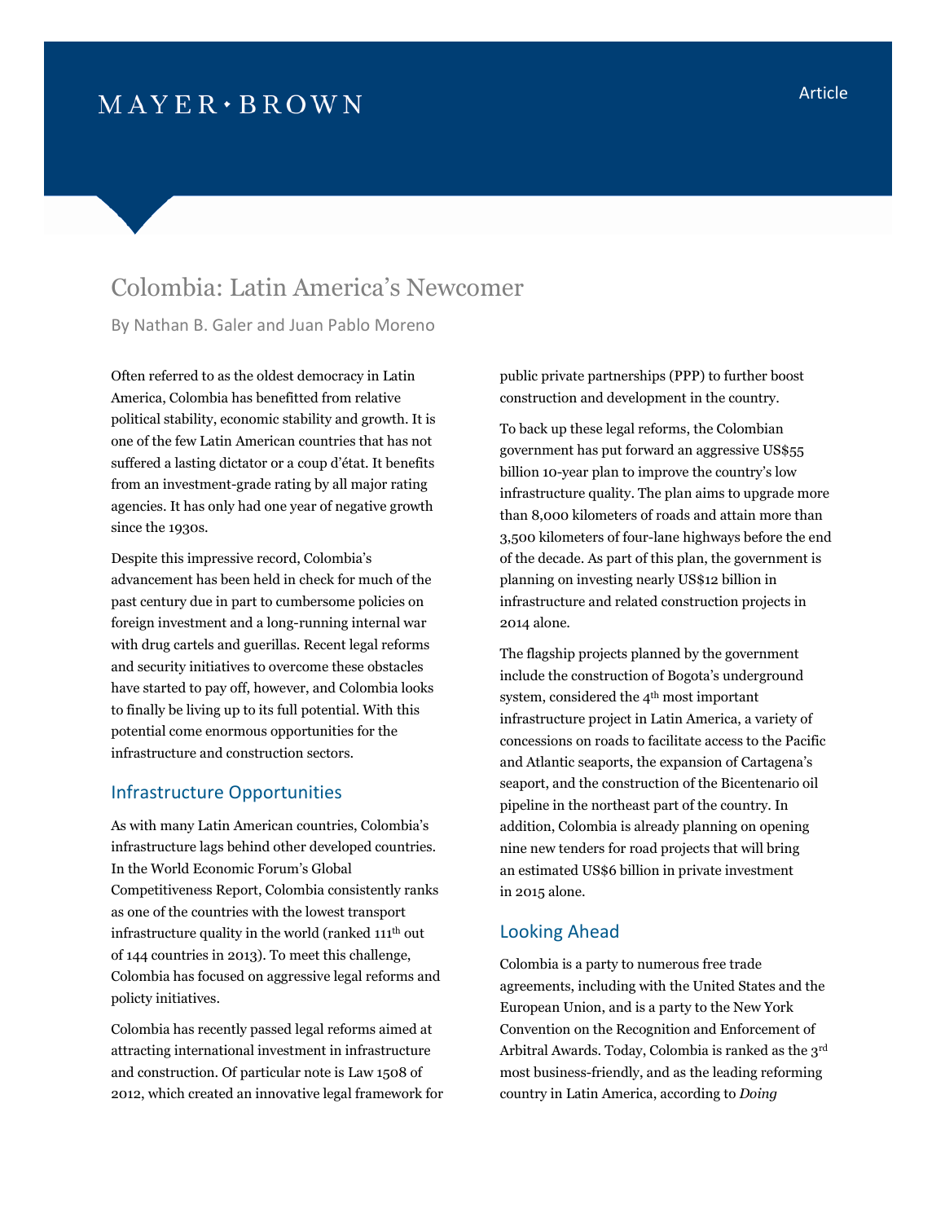MAYER • BROWN

Article

# Colombia: Latin America's Newcomer

By Nathan B. Galer and Juan Pablo Moreno

Often referred to as the oldest democracy in Latin America, Colombia has benefitted from relative political stability, economic stability and growth. It is one of the few Latin American countries that has not suffered a lasting dictator or a coup d'état. It benefits from an investment-grade rating by all major rating agencies. It has only had one year of negative growth since the 1930s.

Despite this impressive record, Colombia's advancement has been held in check for much of the past century due in part to cumbersome policies on foreign investment and a long-running internal war with drug cartels and guerillas. Recent legal reforms and security initiatives to overcome these obstacles have started to pay off, however, and Colombia looks to finally be living up to its full potential. With this potential come enormous opportunities for the infrastructure and construction sectors.

## Infrastructure Opportunities

As with many Latin American countries, Colombia's infrastructure lags behind other developed countries. In the World Economic Forum's Global Competitiveness Report, Colombia consistently ranks as one of the countries with the lowest transport infrastructure quality in the world (ranked 111th out of 144 countries in 2013). To meet this challenge, Colombia has focused on aggressive legal reforms and policty initiatives.

Colombia has recently passed legal reforms aimed at attracting international investment in infrastructure and construction. Of particular note is Law 1508 of 2012, which created an innovative legal framework for public private partnerships (PPP) to further boost construction and development in the country.

To back up these legal reforms, the Colombian government has put forward an aggressive US$55 billion 10-year plan to improve the country's low infrastructure quality. The plan aims to upgrade more than 8,000 kilometers of roads and attain more than 3,500 kilometers of four-lane highways before the end of the decade. As part of this plan, the government is planning on investing nearly US$12 billion in infrastructure and related construction projects in 2014 alone.

The flagship projects planned by the government include the construction of Bogota's underground system, considered the 4th most important infrastructure project in Latin America, a variety of concessions on roads to facilitate access to the Pacific and Atlantic seaports, the expansion of Cartagena's seaport, and the construction of the Bicentenario oil pipeline in the northeast part of the country. In addition, Colombia is already planning on opening nine new tenders for road projects that will bring an estimated US$6 billion in private investment in 2015 alone.

## Looking Ahead

Colombia is a party to numerous free trade agreements, including with the United States and the European Union, and is a party to the New York Convention on the Recognition and Enforcement of Arbitral Awards. Today, Colombia is ranked as the 3rd most business-friendly, and as the leading reforming country in Latin America, according to *Doing*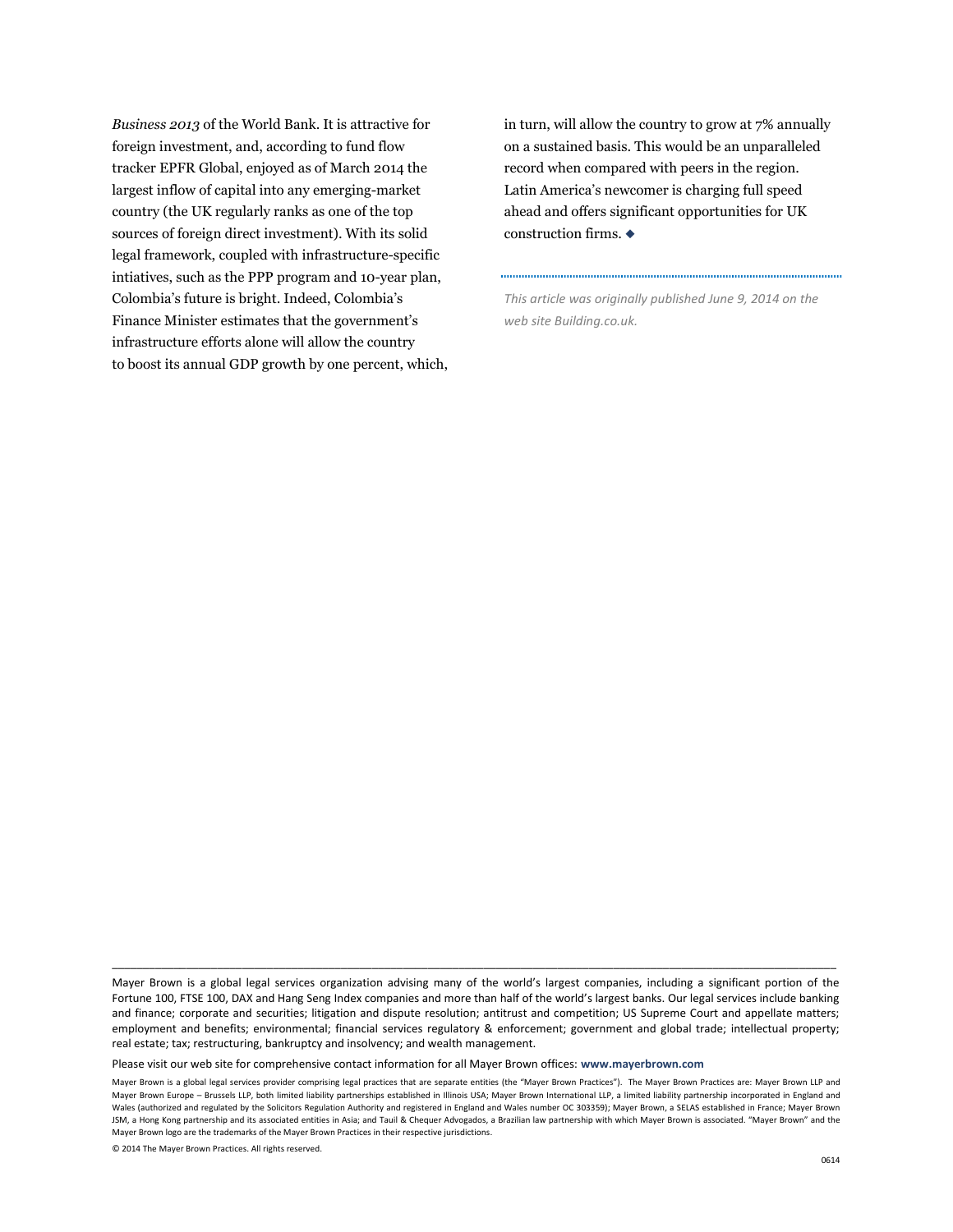*Business 2013* of the World Bank. It is attractive for foreign investment, and, according to fund flow tracker EPFR Global, enjoyed as of March 2014 the largest inflow of capital into any emerging-market country (the UK regularly ranks as one of the top sources of foreign direct investment). With its solid legal framework, coupled with infrastructure-specific intiatives, such as the PPP program and 10-year plan, Colombia's future is bright. Indeed, Colombia's Finance Minister estimates that the government's infrastructure efforts alone will allow the country to boost its annual GDP growth by one percent, which, in turn, will allow the country to grow at 7% annually on a sustained basis. This would be an unparalleled record when compared with peers in the region. Latin America's newcomer is charging full speed ahead and offers significant opportunities for UK construction firms. ◆

*This article was originally published June 9, 2014 on the web site Building.co.uk.*

---

Mayer Brown is a global legal services organization advising many of the world's largest companies, including a significant portion of the Fortune 100, FTSE 100, DAX and Hang Seng Index companies and more than half of the world's largest banks. Our legal services include banking and finance; corporate and securities; litigation and dispute resolution; antitrust and competition; US Supreme Court and appellate matters; employment and benefits; environmental; financial services regulatory & enforcement; government and global trade; intellectual property; real estate; tax; restructuring, bankruptcy and insolvency; and wealth management.

Please visit our web site for comprehensive contact information for all Mayer Brown offices: **www.mayerbrown.com**

Mayer Brown is a global legal services provider comprising legal practices that are separate entities (the "Mayer Brown Practices"). The Mayer Brown Practices are: Mayer Brown LLP and Mayer Brown Europe – Brussels LLP, both limited liability partnerships established in Illinois USA; Mayer Brown International LLP, a limited liability partnership incorporated in England and Wales (authorized and regulated by the Solicitors Regulation Authority and registered in England and Wales number OC 303359); Mayer Brown, a SELAS established in France; Mayer Brown JSM, a Hong Kong partnership and its associated entities in Asia; and Tauil & Chequer Advogados, a Brazilian law partnership with which Mayer Brown is associated. "Mayer Brown" and the Mayer Brown logo are the trademarks of the Mayer Brown Practices in their respective jurisdictions.

© 2014 The Mayer Brown Practices. All rights reserved.

0614